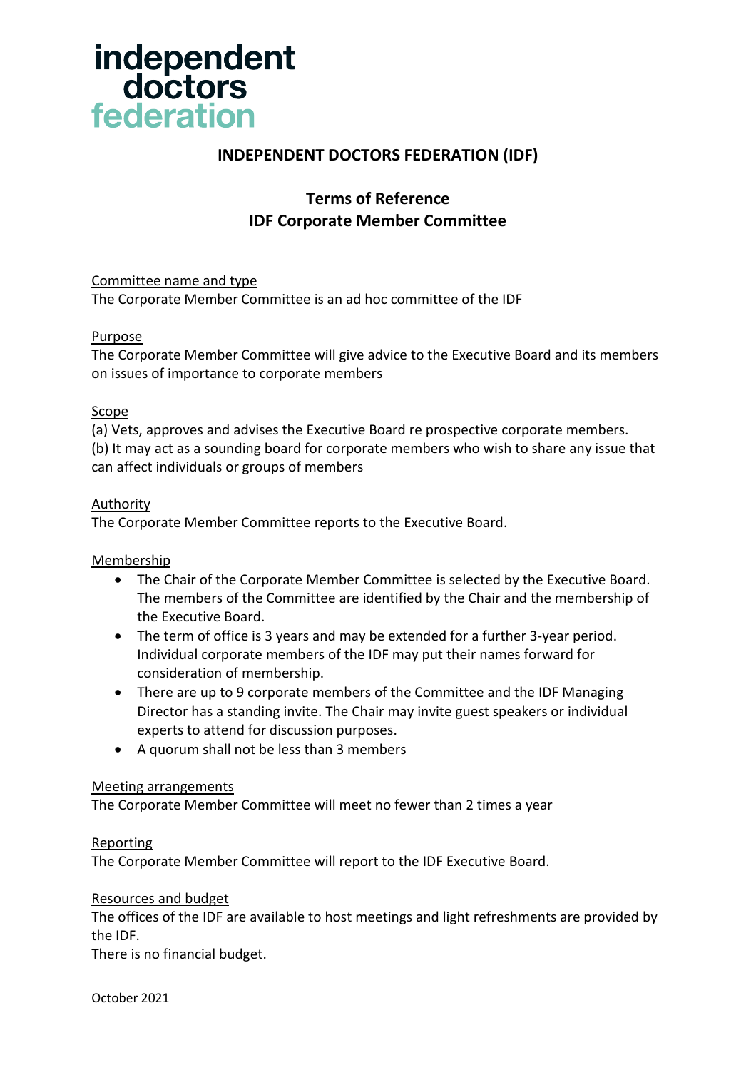independent doctors federation

# INDEPENDENT DOCTORS FEDERATION (IDF)

## Terms of Reference
## IDF Corporate Member Committee

Committee name and type

The Corporate Member Committee is an ad hoc committee of the IDF

Purpose

The Corporate Member Committee will give advice to the Executive Board and its members on issues of importance to corporate members

Scope

(a) Vets, approves and advises the Executive Board re prospective corporate members.
(b) It may act as a sounding board for corporate members who wish to share any issue that can affect individuals or groups of members

Authority

The Corporate Member Committee reports to the Executive Board.

Membership

- The Chair of the Corporate Member Committee is selected by the Executive Board. The members of the Committee are identified by the Chair and the membership of the Executive Board.
- The term of office is 3 years and may be extended for a further 3-year period. Individual corporate members of the IDF may put their names forward for consideration of membership.
- There are up to 9 corporate members of the Committee and the IDF Managing Director has a standing invite. The Chair may invite guest speakers or individual experts to attend for discussion purposes.
- A quorum shall not be less than 3 members

Meeting arrangements

The Corporate Member Committee will meet no fewer than 2 times a year

Reporting

The Corporate Member Committee will report to the IDF Executive Board.

Resources and budget

The offices of the IDF are available to host meetings and light refreshments are provided by the IDF.
There is no financial budget.

October 2021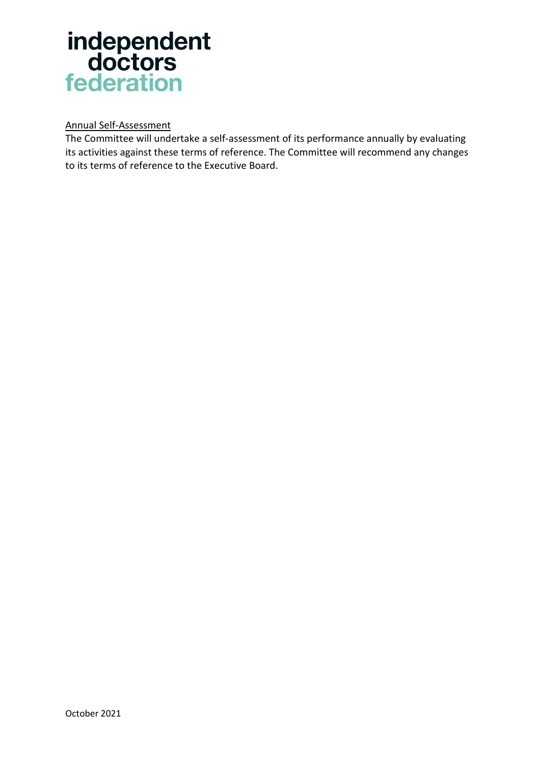Annual Self-Assessment

The Committee will undertake a self-assessment of its performance annually by evaluating its activities against these terms of reference. The Committee will recommend any changes to its terms of reference to the Executive Board.

October 2021